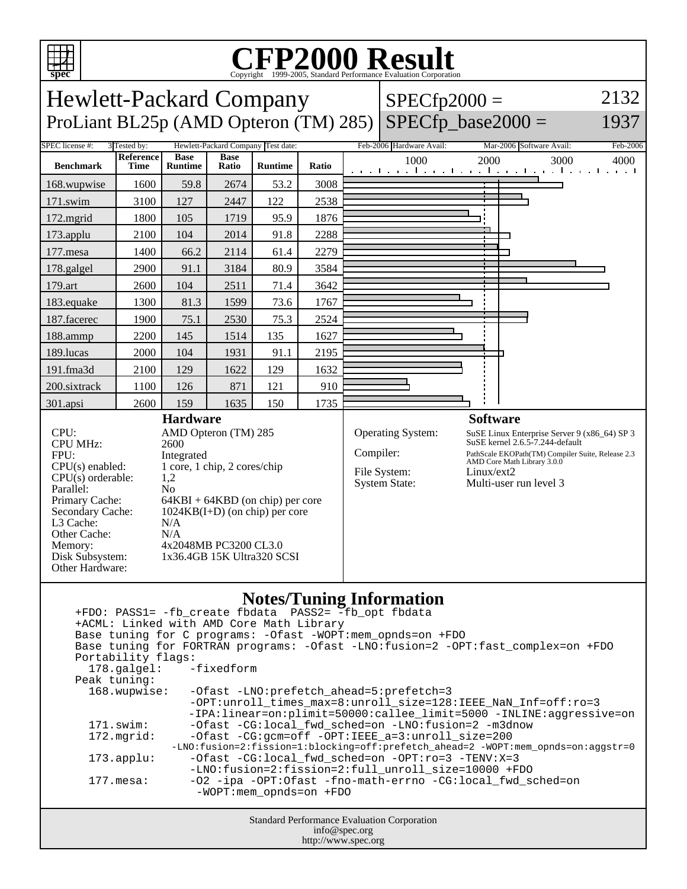# CFP2000 Result

Copyright 1999-2005, Standard Performance Evaluation Corporation

## Hewlett-Packard Company

ProLiant BL25p (AMD Opteron (TM) 285)

SPECfp2000 = 2132

SPECfp_base2000 = 1937

| SPEC license #: | 3 | Tested by: | Hewlett-Packard Company | Test date: | Feb-2006 | Hardware Avail: | Mar-2006 | Software Avail: | Feb-2006 |
|---|---|---|---|---|---|---|---|---|---|

| Benchmark | Reference Time | Base Runtime | Base Ratio | Runtime | Ratio |
|---|---|---|---|---|---|
| 168.wupwise | 1600 | 59.8 | 2674 | 53.2 | 3008 |
| 171.swim | 3100 | 127 | 2447 | 122 | 2538 |
| 172.mgrid | 1800 | 105 | 1719 | 95.9 | 1876 |
| 173.applu | 2100 | 104 | 2014 | 91.8 | 2288 |
| 177.mesa | 1400 | 66.2 | 2114 | 61.4 | 2279 |
| 178.galgel | 2900 | 91.1 | 3184 | 80.9 | 3584 |
| 179.art | 2600 | 104 | 2511 | 71.4 | 3642 |
| 183.equake | 1300 | 81.3 | 1599 | 73.6 | 1767 |
| 187.facerec | 1900 | 75.1 | 2530 | 75.3 | 2524 |
| 188.ammp | 2200 | 145 | 1514 | 135 | 1627 |
| 189.lucas | 2000 | 104 | 1931 | 91.1 | 2195 |
| 191.fma3d | 2100 | 129 | 1622 | 129 | 1632 |
| 200.sixtrack | 1100 | 126 | 871 | 121 | 910 |
| 301.apsi | 2600 | 159 | 1635 | 150 | 1735 |

### Hardware

| | |
|---|---|
| CPU: | AMD Opteron (TM) 285 |
| CPU MHz: | 2600 |
| FPU: | Integrated |
| CPU(s) enabled: | 1 core, 1 chip, 2 cores/chip |
| CPU(s) orderable: | 1,2 |
| Parallel: | No |
| Primary Cache: | 64KBI + 64KBD (on chip) per core |
| Secondary Cache: | 1024KB(I+D) (on chip) per core |
| L3 Cache: | N/A |
| Other Cache: | N/A |
| Memory: | 4x2048MB PC3200 CL3.0 |
| Disk Subsystem: | 1x36.4GB 15K Ultra320 SCSI |
| Other Hardware: | |

### Software

| | |
|---|---|
| Operating System: | SuSE Linux Enterprise Server 9 (x86_64) SP 3 SuSE kernel 2.6.5-7.244-default |
| Compiler: | PathScale EKOPath(TM) Compiler Suite, Release 2.3 AMD Core Math Library 3.0.0 |
| File System: | Linux/ext2 |
| System State: | Multi-user run level 3 |

### Notes/Tuning Information

```
+FDO: PASS1= -fb_create fbdata  PASS2= -fb_opt fbdata
+ACML: Linked with AMD Core Math Library
Base tuning for C programs: -Ofast -WOPT:mem_opnds=on +FDO
Base tuning for FORTRAN programs: -Ofast -LNO:fusion=2 -OPT:fast_complex=on +FDO
Portability flags:
  178.galgel:    -fixedform
Peak tuning:
  168.wupwise:   -Ofast -LNO:prefetch_ahead=5:prefetch=3
                 -OPT:unroll_times_max=8:unroll_size=128:IEEE_NaN_Inf=off:ro=3
                 -IPA:linear=on:plimit=50000:callee_limit=5000 -INLINE:aggressive=on
  171.swim:      -Ofast -CG:local_fwd_sched=on -LNO:fusion=2 -m3dnow
  172.mgrid:     -Ofast -CG:gcm=off -OPT:IEEE_a=3:unroll_size=200
              -LNO:fusion=2:fission=1:blocking=off:prefetch_ahead=2 -WOPT:mem_opnds=on:aggstr=0
  173.applu:     -Ofast -CG:local_fwd_sched=on -OPT:ro=3 -TENV:X=3
                 -LNO:fusion=2:fission=2:full_unroll_size=10000 +FDO
  177.mesa:      -O2 -ipa -OPT:Ofast -fno-math-errno -CG:local_fwd_sched=on
                  -WOPT:mem_opnds=on +FDO
```

Standard Performance Evaluation Corporation
info@spec.org
http://www.spec.org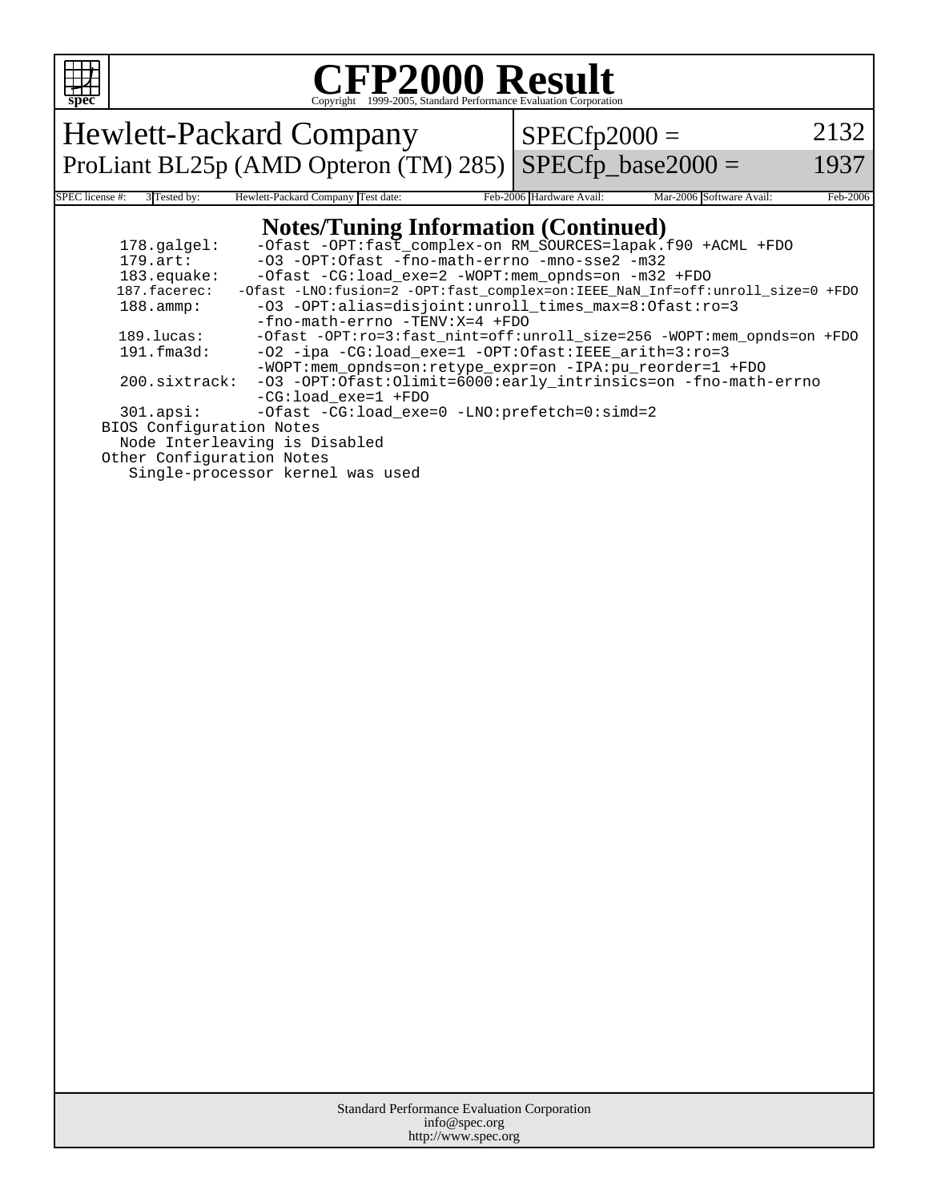# CFP2000 Result

Copyright 1999-2005, Standard Performance Evaluation Corporation

| Hewlett-Packard Company | SPECfp2000 = | 2132 |
|---|---|---|
| ProLiant BL25p (AMD Opteron (TM) 285) | SPECfp_base2000 = | 1937 |

| SPEC license #: | 3 | Tested by: | Hewlett-Packard Company | Test date: | Feb-2006 | Hardware Avail: | Mar-2006 | Software Avail: | Feb-2006 |
|---|---|---|---|---|---|---|---|---|---|

## Notes/Tuning Information (Continued)

```
  178.galgel:    -Ofast -OPT:fast_complex=on RM_SOURCES=lapak.f90 +ACML +FDO
  179.art:       -O3 -OPT:Ofast -fno-math-errno -mno-sse2 -m32
  183.equake:    -Ofast -CG:load_exe=2 -WOPT:mem_opnds=on -m32 +FDO
  187.facerec:   -Ofast -LNO:fusion=2 -OPT:fast_complex=on:IEEE_NaN_Inf=off:unroll_size=0 +FDO
  188.ammp:      -O3 -OPT:alias=disjoint:unroll_times_max=8:Ofast:ro=3
                 -fno-math-errno -TENV:X=4 +FDO
  189.lucas:     -Ofast -OPT:ro=3:fast_nint=off:unroll_size=256 -WOPT:mem_opnds=on +FDO
  191.fma3d:     -O2 -ipa -CG:load_exe=1 -OPT:Ofast:IEEE_arith=3:ro=3
                 -WOPT:mem_opnds=on:retype_expr=on -IPA:pu_reorder=1 +FDO
  200.sixtrack:  -O3 -OPT:Ofast:Olimit=6000:early_intrinsics=on -fno-math-errno
                 -CG:load_exe=1 +FDO
  301.apsi:      -Ofast -CG:load_exe=0 -LNO:prefetch=0:simd=2
BIOS Configuration Notes
  Node Interleaving is Disabled
Other Configuration Notes
   Single-processor kernel was used
```

Standard Performance Evaluation Corporation
info@spec.org
http://www.spec.org